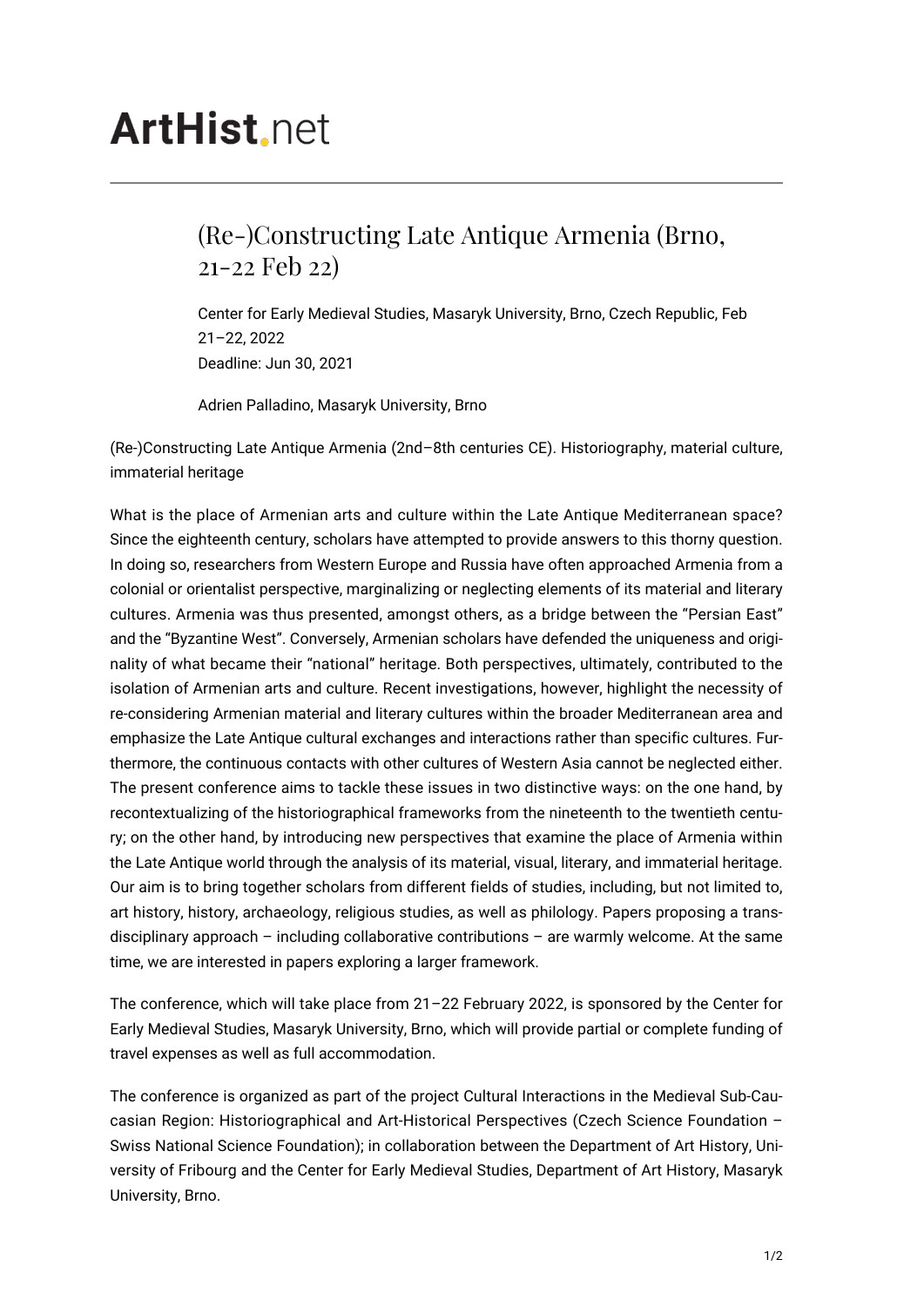# ArtHist.net

## (Re-)Constructing Late Antique Armenia (Brno, 21-22 Feb 22)

Center for Early Medieval Studies, Masaryk University, Brno, Czech Republic, Feb 21–22, 2022
Deadline: Jun 30, 2021

Adrien Palladino, Masaryk University, Brno

(Re-)Constructing Late Antique Armenia (2nd–8th centuries CE). Historiography, material culture, immaterial heritage

What is the place of Armenian arts and culture within the Late Antique Mediterranean space? Since the eighteenth century, scholars have attempted to provide answers to this thorny question. In doing so, researchers from Western Europe and Russia have often approached Armenia from a colonial or orientalist perspective, marginalizing or neglecting elements of its material and literary cultures. Armenia was thus presented, amongst others, as a bridge between the "Persian East" and the "Byzantine West". Conversely, Armenian scholars have defended the uniqueness and originality of what became their "national" heritage. Both perspectives, ultimately, contributed to the isolation of Armenian arts and culture. Recent investigations, however, highlight the necessity of re-considering Armenian material and literary cultures within the broader Mediterranean area and emphasize the Late Antique cultural exchanges and interactions rather than specific cultures. Furthermore, the continuous contacts with other cultures of Western Asia cannot be neglected either. The present conference aims to tackle these issues in two distinctive ways: on the one hand, by recontextualizing of the historiographical frameworks from the nineteenth to the twentieth century; on the other hand, by introducing new perspectives that examine the place of Armenia within the Late Antique world through the analysis of its material, visual, literary, and immaterial heritage. Our aim is to bring together scholars from different fields of studies, including, but not limited to, art history, history, archaeology, religious studies, as well as philology. Papers proposing a transdisciplinary approach – including collaborative contributions – are warmly welcome. At the same time, we are interested in papers exploring a larger framework.

The conference, which will take place from 21–22 February 2022, is sponsored by the Center for Early Medieval Studies, Masaryk University, Brno, which will provide partial or complete funding of travel expenses as well as full accommodation.

The conference is organized as part of the project Cultural Interactions in the Medieval Sub-Caucasian Region: Historiographical and Art-Historical Perspectives (Czech Science Foundation – Swiss National Science Foundation); in collaboration between the Department of Art History, University of Fribourg and the Center for Early Medieval Studies, Department of Art History, Masaryk University, Brno.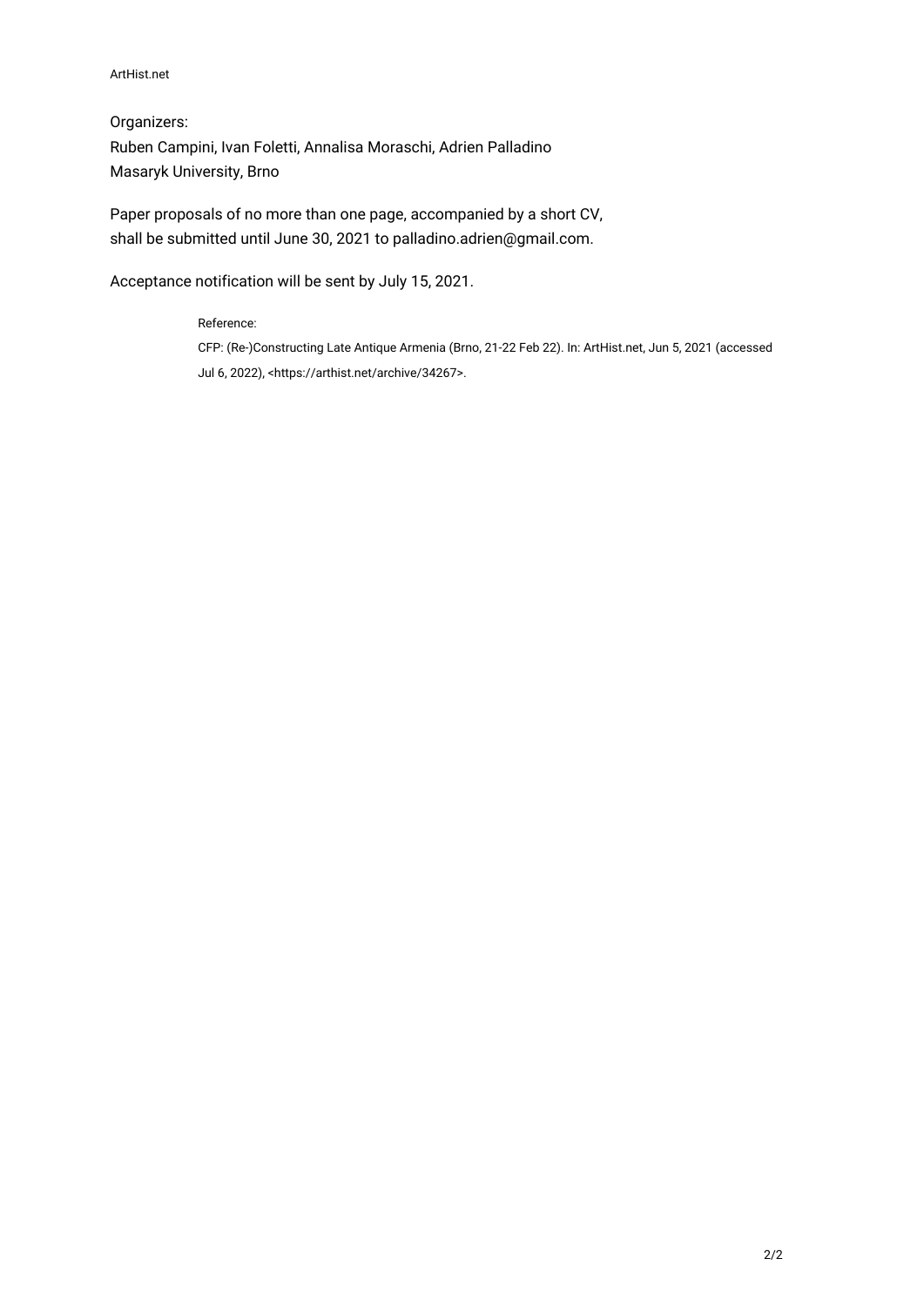Organizers:
Ruben Campini, Ivan Foletti, Annalisa Moraschi, Adrien Palladino
Masaryk University, Brno

Paper proposals of no more than one page, accompanied by a short CV,
shall be submitted until June 30, 2021 to palladino.adrien@gmail.com.

Acceptance notification will be sent by July 15, 2021.

Reference:

CFP: (Re-)Constructing Late Antique Armenia (Brno, 21-22 Feb 22). In: ArtHist.net, Jun 5, 2021 (accessed Jul 6, 2022), <https://arthist.net/archive/34267>.